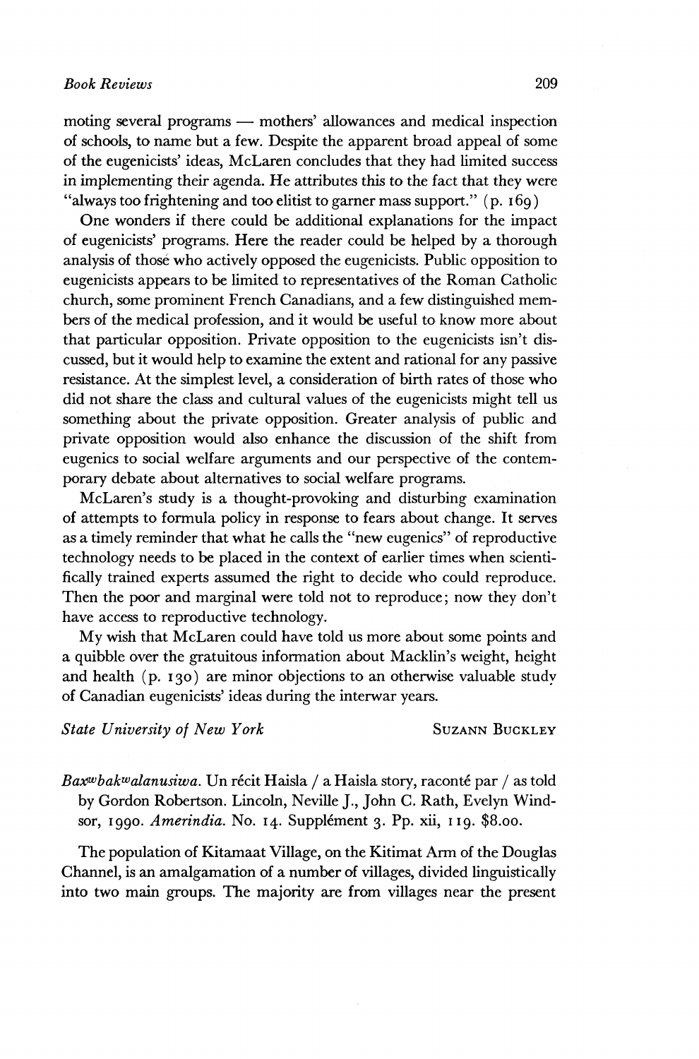moting several programs — mothers' allowances and medical inspection of schools, to name but a few. Despite the apparent broad appeal of some of the eugenicists' ideas, McLaren concludes that they had limited success in implementing their agenda. He attributes this to the fact that they were "always too frightening and too elitist to garner mass support." (p. 169)

One wonders if there could be additional explanations for the impact of eugenicists' programs. Here the reader could be helped by a thorough analysis of those who actively opposed the eugenicists. Public opposition to eugenicists appears to be limited to representatives of the Roman Catholic church, some prominent French Canadians, and a few distinguished members of the medical profession, and it would be useful to know more about that particular opposition. Private opposition to the eugenicists isn't discussed, but it would help to examine the extent and rational for any passive resistance. At the simplest level, a consideration of birth rates of those who did not share the class and cultural values of the eugenicists might tell us something about the private opposition. Greater analysis of public and private opposition would also enhance the discussion of the shift from eugenics to social welfare arguments and our perspective of the contemporary debate about alternatives to social welfare programs.

McLaren's study is a thought-provoking and disturbing examination of attempts to formula policy in response to fears about change. It serves as a timely reminder that what he calls the "new eugenics" of reproductive technology needs to be placed in the context of earlier times when scientifically trained experts assumed the right to decide who could reproduce. Then the poor and marginal were told not to reproduce; now they don't have access to reproductive technology.

My wish that McLaren could have told us more about some points and a quibble over the gratuitous information about Macklin's weight, height and health (p. 130) are minor objections to an otherwise valuable study of Canadian eugenicists' ideas during the interwar years.

*State University of New York* SUZANN BUCKLEY

*Baxʷbakʷalanusiwa*. Un récit Haisla / a Haisla story, raconté par / as told by Gordon Robertson. Lincoln, Neville J., John C. Rath, Evelyn Windsor, 1990. *Amerindia*. No. 14. Supplément 3. Pp. xii, 119. $8.00.

The population of Kitamaat Village, on the Kitimat Arm of the Douglas Channel, is an amalgamation of a number of villages, divided linguistically into two main groups. The majority are from villages near the present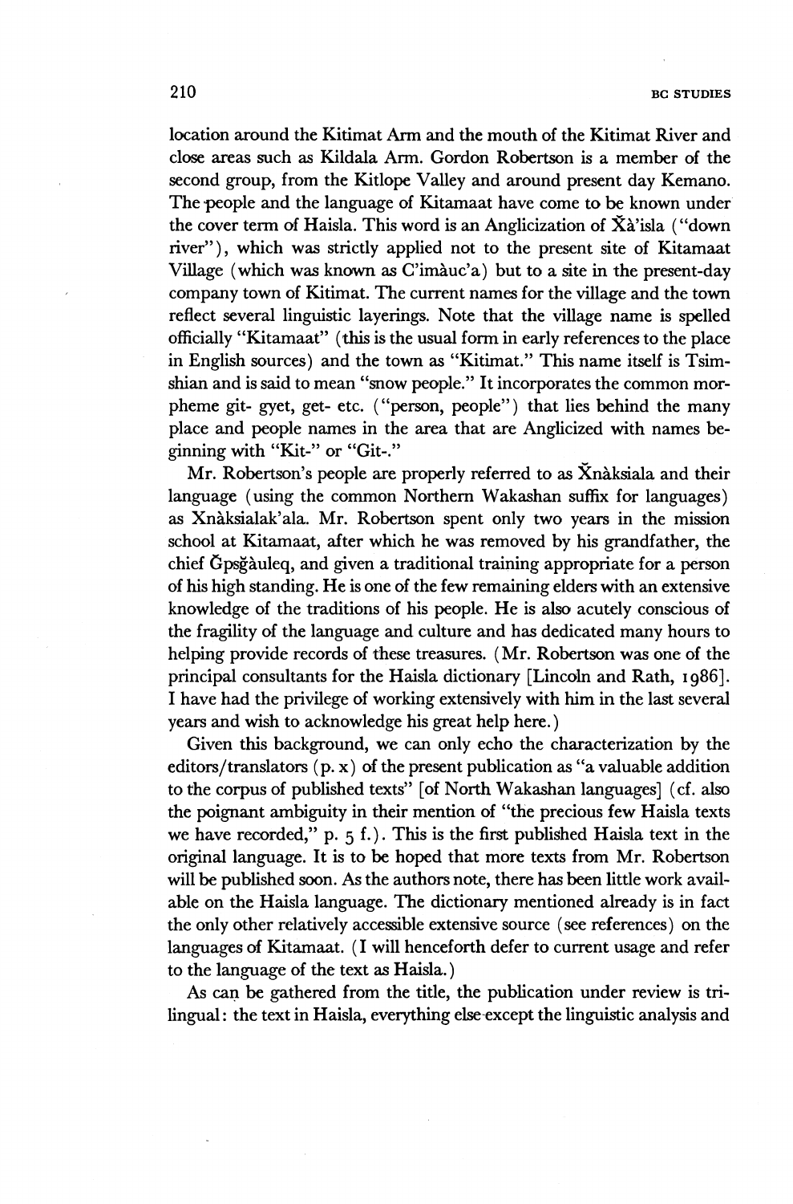location around the Kitimat Arm and the mouth of the Kitimat River and close areas such as Kildala Arm. Gordon Robertson is a member of the second group, from the Kitlope Valley and around present day Kemano. The people and the language of Kitamaat have come to be known under the cover term of Haisla. This word is an Anglicization of X̌à'isla ("down river"), which was strictly applied not to the present site of Kitamaat Village (which was known as C'imàuc'a) but to a site in the present-day company town of Kitimat. The current names for the village and the town reflect several linguistic layerings. Note that the village name is spelled officially "Kitamaat" (this is the usual form in early references to the place in English sources) and the town as "Kitimat." This name itself is Tsimshian and is said to mean "snow people." It incorporates the common morpheme git- gyet, get- etc. ("person, people") that lies behind the many place and people names in the area that are Anglicized with names beginning with "Kit-" or "Git-."

Mr. Robertson's people are properly referred to as X̌nàksiala and their language (using the common Northern Wakashan suffix for languages) as Xnàksialak'ala. Mr. Robertson spent only two years in the mission school at Kitamaat, after which he was removed by his grandfather, the chief Ğpsğàuleq, and given a traditional training appropriate for a person of his high standing. He is one of the few remaining elders with an extensive knowledge of the traditions of his people. He is also acutely conscious of the fragility of the language and culture and has dedicated many hours to helping provide records of these treasures. (Mr. Robertson was one of the principal consultants for the Haisla dictionary [Lincoln and Rath, 1986]. I have had the privilege of working extensively with him in the last several years and wish to acknowledge his great help here.)

Given this background, we can only echo the characterization by the editors/translators (p. x) of the present publication as "a valuable addition to the corpus of published texts" [of North Wakashan languages] (cf. also the poignant ambiguity in their mention of "the precious few Haisla texts we have recorded," p. 5 f.). This is the first published Haisla text in the original language. It is to be hoped that more texts from Mr. Robertson will be published soon. As the authors note, there has been little work available on the Haisla language. The dictionary mentioned already is in fact the only other relatively accessible extensive source (see references) on the languages of Kitamaat. (I will henceforth defer to current usage and refer to the language of the text as Haisla.)

As can be gathered from the title, the publication under review is trilingual: the text in Haisla, everything else except the linguistic analysis and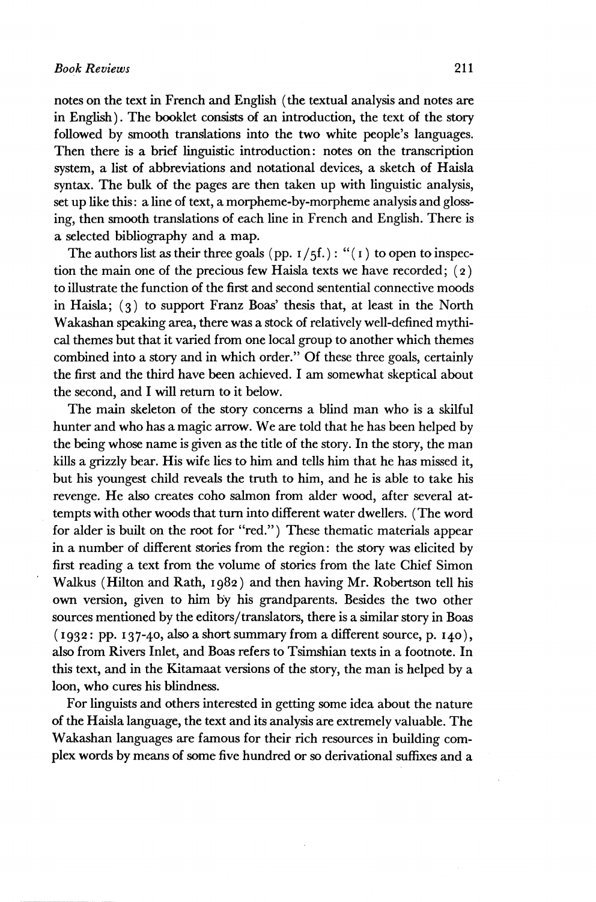notes on the text in French and English (the textual analysis and notes are in English). The booklet consists of an introduction, the text of the story followed by smooth translations into the two white people's languages. Then there is a brief linguistic introduction: notes on the transcription system, a list of abbreviations and notational devices, a sketch of Haisla syntax. The bulk of the pages are then taken up with linguistic analysis, set up like this: a line of text, a morpheme-by-morpheme analysis and glossing, then smooth translations of each line in French and English. There is a selected bibliography and a map.

The authors list as their three goals (pp. 1/5f.): "(1) to open to inspection the main one of the precious few Haisla texts we have recorded; (2) to illustrate the function of the first and second sentential connective moods in Haisla; (3) to support Franz Boas' thesis that, at least in the North Wakashan speaking area, there was a stock of relatively well-defined mythical themes but that it varied from one local group to another which themes combined into a story and in which order." Of these three goals, certainly the first and the third have been achieved. I am somewhat skeptical about the second, and I will return to it below.

The main skeleton of the story concerns a blind man who is a skilful hunter and who has a magic arrow. We are told that he has been helped by the being whose name is given as the title of the story. In the story, the man kills a grizzly bear. His wife lies to him and tells him that he has missed it, but his youngest child reveals the truth to him, and he is able to take his revenge. He also creates coho salmon from alder wood, after several attempts with other woods that turn into different water dwellers. (The word for alder is built on the root for "red.") These thematic materials appear in a number of different stories from the region: the story was elicited by first reading a text from the volume of stories from the late Chief Simon Walkus (Hilton and Rath, 1982) and then having Mr. Robertson tell his own version, given to him by his grandparents. Besides the two other sources mentioned by the editors/translators, there is a similar story in Boas (1932: pp. 137-40, also a short summary from a different source, p. 140), also from Rivers Inlet, and Boas refers to Tsimshian texts in a footnote. In this text, and in the Kitamaat versions of the story, the man is helped by a loon, who cures his blindness.

For linguists and others interested in getting some idea about the nature of the Haisla language, the text and its analysis are extremely valuable. The Wakashan languages are famous for their rich resources in building complex words by means of some five hundred or so derivational suffixes and a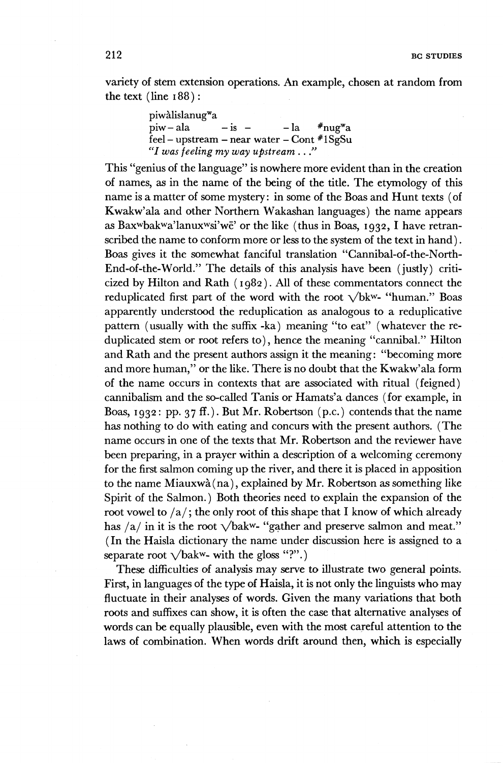variety of stem extension operations. An example, chosen at random from the text (line 188):

> piwàlislanugʷa
> piw – ala        – is –          – la     #nugʷa
> feel – upstream – near water – Cont #1SgSu
> *"I was feeling my way upstream . . ."*

This "genius of the language" is nowhere more evident than in the creation of names, as in the name of the being of the title. The etymology of this name is a matter of some mystery: in some of the Boas and Hunt texts (of Kwakw'ala and other Northern Wakashan languages) the name appears as Baxʷbakʷa'lanuxʷsi'wē' or the like (thus in Boas, 1932, I have retranscribed the name to conform more or less to the system of the text in hand). Boas gives it the somewhat fanciful translation "Cannibal-of-the-North-End-of-the-World." The details of this analysis have been (justly) criticized by Hilton and Rath (1982). All of these commentators connect the reduplicated first part of the word with the root √bkʷ- "human." Boas apparently understood the reduplication as analogous to a reduplicative pattern (usually with the suffix -ka) meaning "to eat" (whatever the reduplicated stem or root refers to), hence the meaning "cannibal." Hilton and Rath and the present authors assign it the meaning: "becoming more and more human," or the like. There is no doubt that the Kwakw'ala form of the name occurs in contexts that are associated with ritual (feigned) cannibalism and the so-called Tanis or Hamats'a dances (for example, in Boas, 1932: pp. 37 ff.). But Mr. Robertson (p.c.) contends that the name has nothing to do with eating and concurs with the present authors. (The name occurs in one of the texts that Mr. Robertson and the reviewer have been preparing, in a prayer within a description of a welcoming ceremony for the first salmon coming up the river, and there it is placed in apposition to the name Miauxwà(na), explained by Mr. Robertson as something like Spirit of the Salmon.) Both theories need to explain the expansion of the root vowel to /a/; the only root of this shape that I know of which already has /a/ in it is the root √bakʷ- "gaṭher and preserve salmon and meat." (In the Haisla dictionary the name under discussion here is assigned to a separate root √bakʷ- with the gloss "?".)

These difficulties of analysis may serve to illustrate two general points. First, in languages of the type of Haisla, it is not only the linguists who may fluctuate in their analyses of words. Given the many variations that both roots and suffixes can show, it is often the case that alternative analyses of words can be equally plausible, even with the most careful attention to the laws of combination. When words drift around then, which is especially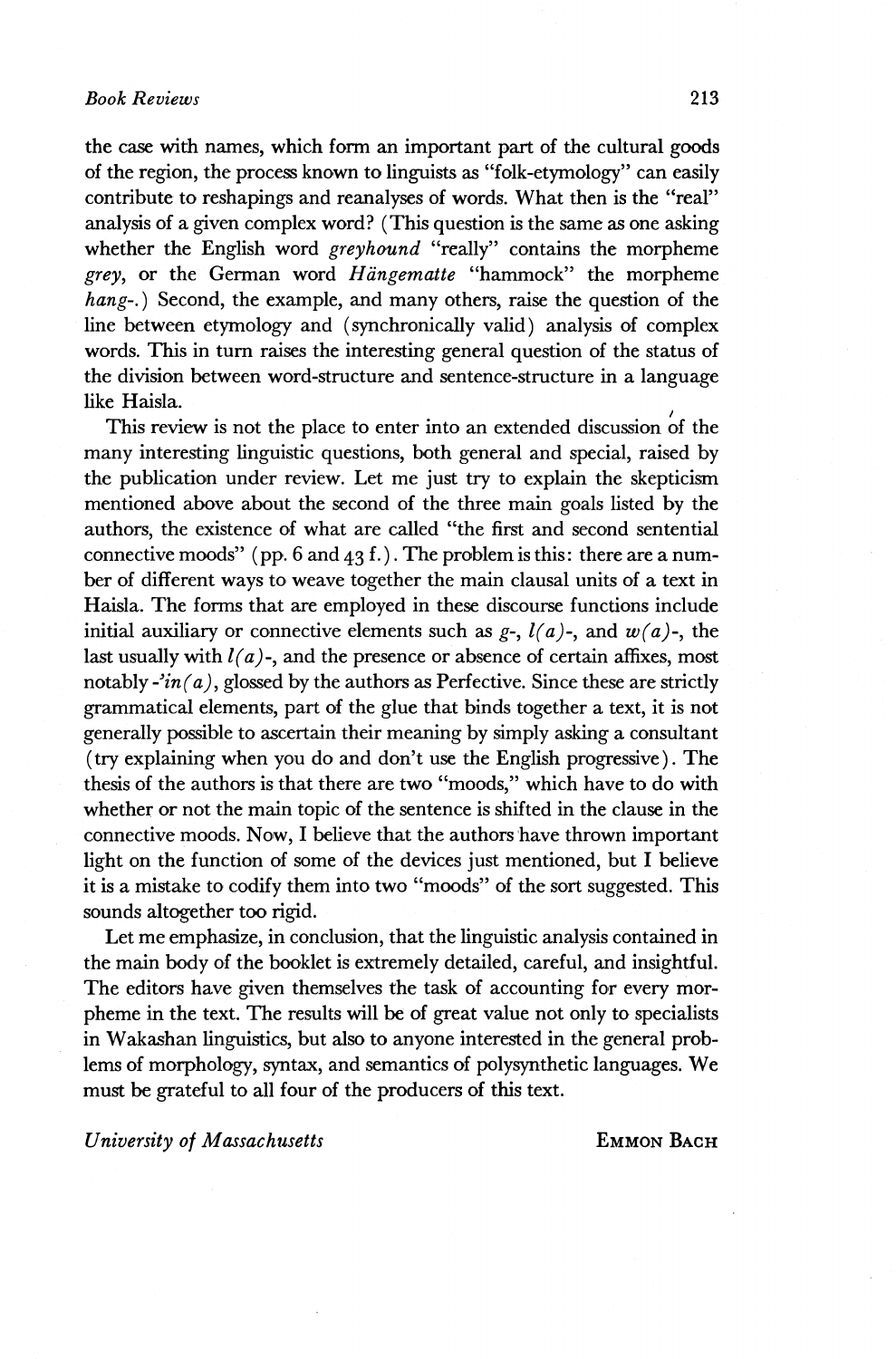the case with names, which form an important part of the cultural goods of the region, the process known to linguists as "folk-etymology" can easily contribute to reshapings and reanalyses of words. What then is the "real" analysis of a given complex word? (This question is the same as one asking whether the English word *greyhound* "really" contains the morpheme *grey*, or the German word *Hängematte* "hammock" the morpheme *hang-*.) Second, the example, and many others, raise the question of the line between etymology and (synchronically valid) analysis of complex words. This in turn raises the interesting general question of the status of the division between word-structure and sentence-structure in a language like Haisla.

This review is not the place to enter into an extended discussion of the many interesting linguistic questions, both general and special, raised by the publication under review. Let me just try to explain the skepticism mentioned above about the second of the three main goals listed by the authors, the existence of what are called "the first and second sentential connective moods" (pp. 6 and 43 f.). The problem is this: there are a number of different ways to weave together the main clausal units of a text in Haisla. The forms that are employed in these discourse functions include initial auxiliary or connective elements such as *g-*, *l(a)-*, and *w(a)-*, the last usually with *l(a)-*, and the presence or absence of certain affixes, most notably *-'in(a)*, glossed by the authors as Perfective. Since these are strictly grammatical elements, part of the glue that binds together a text, it is not generally possible to ascertain their meaning by simply asking a consultant (try explaining when you do and don't use the English progressive). The thesis of the authors is that there are two "moods," which have to do with whether or not the main topic of the sentence is shifted in the clause in the connective moods. Now, I believe that the authors have thrown important light on the function of some of the devices just mentioned, but I believe it is a mistake to codify them into two "moods" of the sort suggested. This sounds altogether too rigid.

Let me emphasize, in conclusion, that the linguistic analysis contained in the main body of the booklet is extremely detailed, careful, and insightful. The editors have given themselves the task of accounting for every morpheme in the text. The results will be of great value not only to specialists in Wakashan linguistics, but also to anyone interested in the general problems of morphology, syntax, and semantics of polysynthetic languages. We must be grateful to all four of the producers of this text.

*University of Massachusetts* EMMON BACH